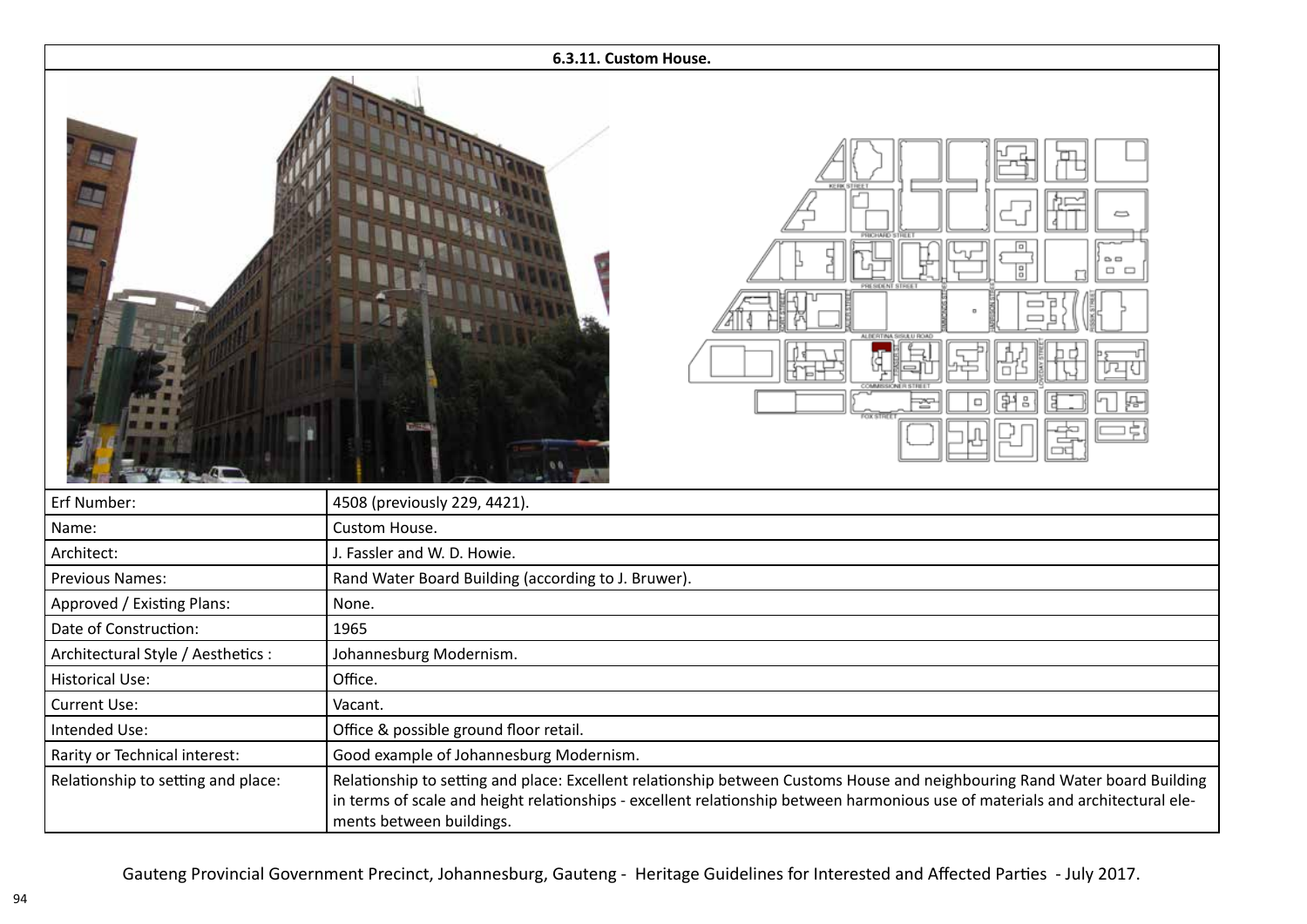## 6.3.11. Custom House.

| | |
|---|---|
| Erf Number: | 4508 (previously 229, 4421). |
| Name: | Custom House. |
| Architect: | J. Fassler and W. D. Howie. |
| Previous Names: | Rand Water Board Building (according to J. Bruwer). |
| Approved / Existing Plans: | None. |
| Date of Construction: | 1965 |
| Architectural Style / Aesthetics : | Johannesburg Modernism. |
| Historical Use: | Office. |
| Current Use: | Vacant. |
| Intended Use: | Office & possible ground floor retail. |
| Rarity or Technical interest: | Good example of Johannesburg Modernism. |
| Relationship to setting and place: | Relationship to setting and place: Excellent relationship between Customs House and neighbouring Rand Water board Building in terms of scale and height relationships - excellent relationship between harmonious use of materials and architectural elements between buildings. |

Gauteng Provincial Government Precinct, Johannesburg, Gauteng - Heritage Guidelines for Interested and Affected Parties - July 2017.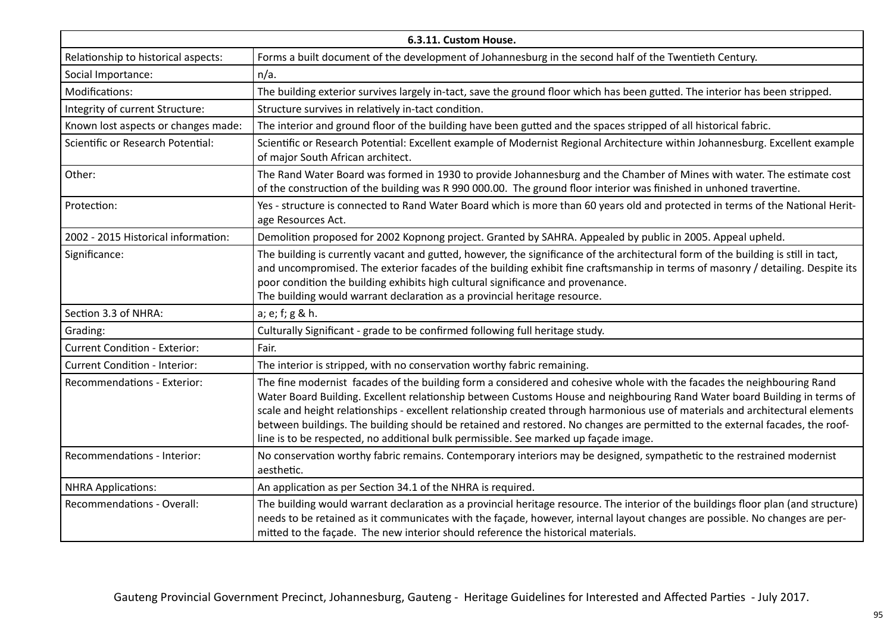| 6.3.11. Custom House. | |
|---|---|
| Relationship to historical aspects: | Forms a built document of the development of Johannesburg in the second half of the Twentieth Century. |
| Social Importance: | n/a. |
| Modifications: | The building exterior survives largely in-tact, save the ground floor which has been gutted. The interior has been stripped. |
| Integrity of current Structure: | Structure survives in relatively in-tact condition. |
| Known lost aspects or changes made: | The interior and ground floor of the building have been gutted and the spaces stripped of all historical fabric. |
| Scientific or Research Potential: | Scientific or Research Potential: Excellent example of Modernist Regional Architecture within Johannesburg. Excellent example of major South African architect. |
| Other: | The Rand Water Board was formed in 1930 to provide Johannesburg and the Chamber of Mines with water. The estimate cost of the construction of the building was R 990 000.00. The ground floor interior was finished in unhoned travertine. |
| Protection: | Yes - structure is connected to Rand Water Board which is more than 60 years old and protected in terms of the National Heritage Resources Act. |
| 2002 - 2015 Historical information: | Demolition proposed for 2002 Kopnong project. Granted by SAHRA. Appealed by public in 2005. Appeal upheld. |
| Significance: | The building is currently vacant and gutted, however, the significance of the architectural form of the building is still in tact, and uncompromised. The exterior facades of the building exhibit fine craftsmanship in terms of masonry / detailing. Despite its poor condition the building exhibits high cultural significance and provenance. The building would warrant declaration as a provincial heritage resource. |
| Section 3.3 of NHRA: | a; e; f; g & h. |
| Grading: | Culturally Significant - grade to be confirmed following full heritage study. |
| Current Condition - Exterior: | Fair. |
| Current Condition - Interior: | The interior is stripped, with no conservation worthy fabric remaining. |
| Recommendations - Exterior: | The fine modernist facades of the building form a considered and cohesive whole with the facades the neighbouring Rand Water Board Building. Excellent relationship between Customs House and neighbouring Rand Water board Building in terms of scale and height relationships - excellent relationship created through harmonious use of materials and architectural elements between buildings. The building should be retained and restored. No changes are permitted to the external facades, the roof-line is to be respected, no additional bulk permissible. See marked up façade image. |
| Recommendations - Interior: | No conservation worthy fabric remains. Contemporary interiors may be designed, sympathetic to the restrained modernist aesthetic. |
| NHRA Applications: | An application as per Section 34.1 of the NHRA is required. |
| Recommendations - Overall: | The building would warrant declaration as a provincial heritage resource. The interior of the buildings floor plan (and structure) needs to be retained as it communicates with the façade, however, internal layout changes are possible. No changes are permitted to the façade. The new interior should reference the historical materials. |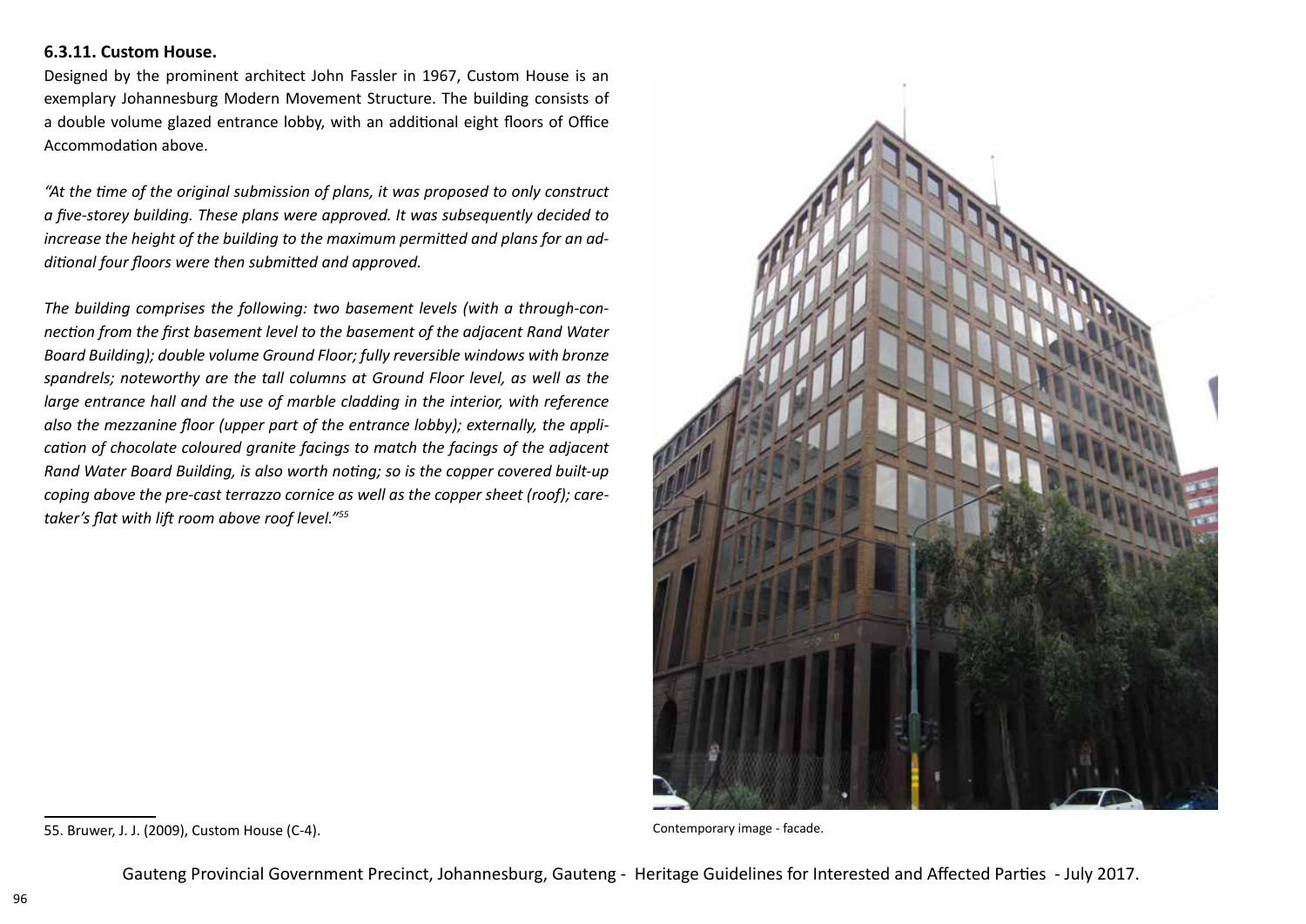### 6.3.11. Custom House.

Designed by the prominent architect John Fassler in 1967, Custom House is an exemplary Johannesburg Modern Movement Structure. The building consists of a double volume glazed entrance lobby, with an additional eight floors of Office Accommodation above.

*"At the time of the original submission of plans, it was proposed to only construct a five-storey building. These plans were approved. It was subsequently decided to increase the height of the building to the maximum permitted and plans for an additional four floors were then submitted and approved.*

*The building comprises the following: two basement levels (with a through-connection from the first basement level to the basement of the adjacent Rand Water Board Building); double volume Ground Floor; fully reversible windows with bronze spandrels; noteworthy are the tall columns at Ground Floor level, as well as the large entrance hall and the use of marble cladding in the interior, with reference also the mezzanine floor (upper part of the entrance lobby); externally, the application of chocolate coloured granite facings to match the facings of the adjacent Rand Water Board Building, is also worth noting; so is the copper covered built-up coping above the pre-cast terrazzo cornice as well as the copper sheet (roof); caretaker's flat with lift room above roof level."*[55]

Contemporary image - facade.

55. Bruwer, J. J. (2009), Custom House (C-4).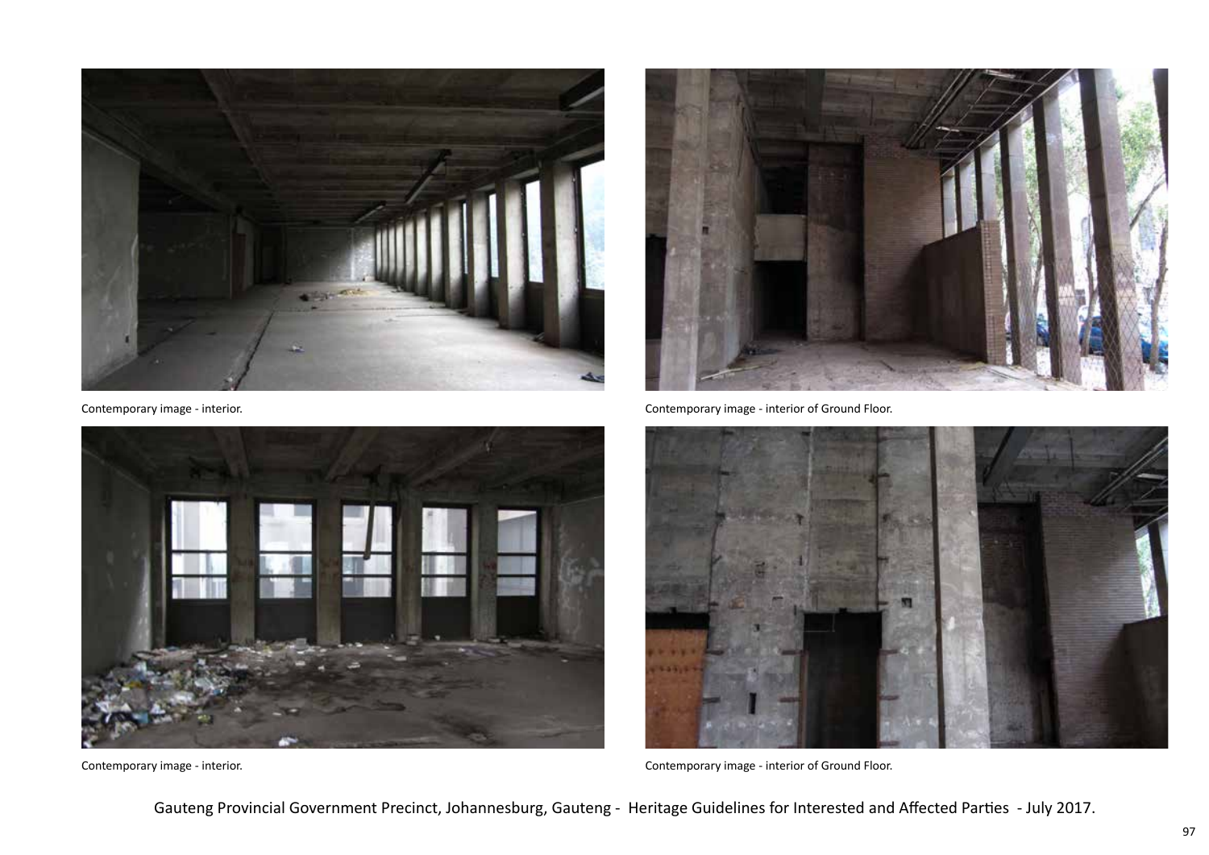Contemporary image - interior.

Contemporary image - interior of Ground Floor.

Contemporary image - interior.

Contemporary image - interior of Ground Floor.